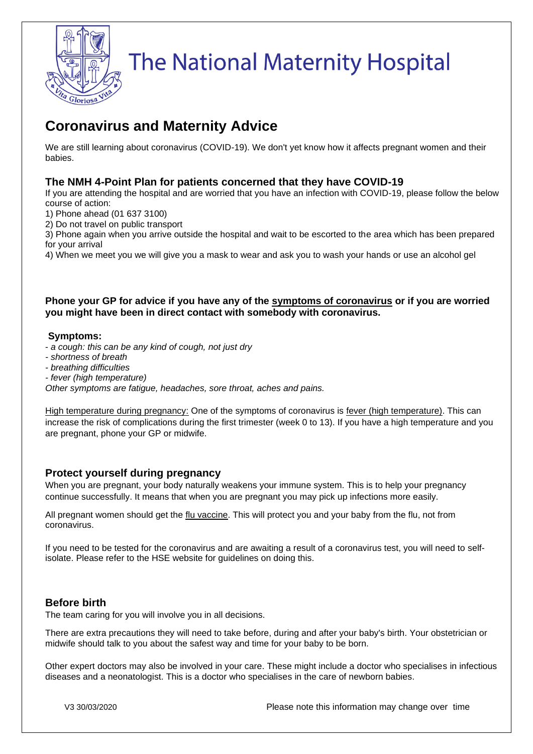# The National Maternity Hospital

## Coronavirus and Maternity Advice

We are still learning about coronavirus (COVID-19). We don't yet know how it affects pregnant women and their babies.

### The NMH 4-Point Plan for patients concerned that they have COVID-19

If you are attending the hospital and are worried that you have an infection with COVID-19, please follow the below course of action:

1) Phone ahead (01 637 3100)
2) Do not travel on public transport
3) Phone again when you arrive outside the hospital and wait to be escorted to the area which has been prepared for your arrival
4) When we meet you we will give you a mask to wear and ask you to wash your hands or use an alcohol gel

**Phone your GP for advice if you have any of the symptoms of coronavirus or if you are worried you might have been in direct contact with somebody with coronavirus.**

**Symptoms:**

- *a cough: this can be any kind of cough, not just dry*
- *shortness of breath*
- *breathing difficulties*
- *fever (high temperature)*

*Other symptoms are fatigue, headaches, sore throat, aches and pains.*

High temperature during pregnancy: One of the symptoms of coronavirus is fever (high temperature). This can increase the risk of complications during the first trimester (week 0 to 13). If you have a high temperature and you are pregnant, phone your GP or midwife.

### Protect yourself during pregnancy

When you are pregnant, your body naturally weakens your immune system. This is to help your pregnancy continue successfully. It means that when you are pregnant you may pick up infections more easily.

All pregnant women should get the flu vaccine. This will protect you and your baby from the flu, not from coronavirus.

If you need to be tested for the coronavirus and are awaiting a result of a coronavirus test, you will need to self-isolate. Please refer to the HSE website for guidelines on doing this.

### Before birth

The team caring for you will involve you in all decisions.

There are extra precautions they will need to take before, during and after your baby's birth. Your obstetrician or midwife should talk to you about the safest way and time for your baby to be born.

Other expert doctors may also be involved in your care. These might include a doctor who specialises in infectious diseases and a neonatologist. This is a doctor who specialises in the care of newborn babies.

V3 30/03/2020 Please note this information may change over time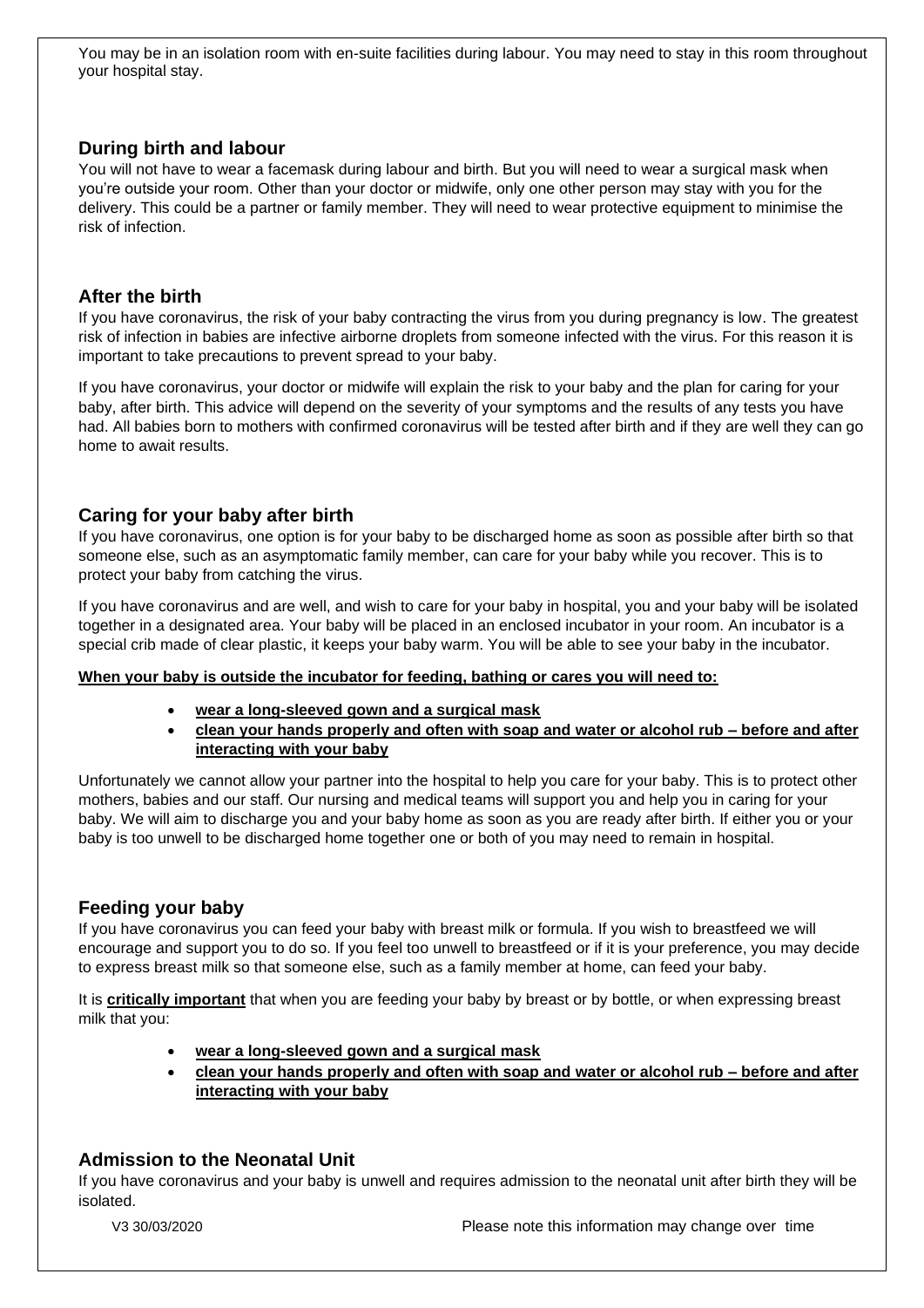You may be in an isolation room with en-suite facilities during labour. You may need to stay in this room throughout your hospital stay.

## During birth and labour

You will not have to wear a facemask during labour and birth. But you will need to wear a surgical mask when you're outside your room. Other than your doctor or midwife, only one other person may stay with you for the delivery. This could be a partner or family member. They will need to wear protective equipment to minimise the risk of infection.

## After the birth

If you have coronavirus, the risk of your baby contracting the virus from you during pregnancy is low. The greatest risk of infection in babies are infective airborne droplets from someone infected with the virus. For this reason it is important to take precautions to prevent spread to your baby.

If you have coronavirus, your doctor or midwife will explain the risk to your baby and the plan for caring for your baby, after birth. This advice will depend on the severity of your symptoms and the results of any tests you have had. All babies born to mothers with confirmed coronavirus will be tested after birth and if they are well they can go home to await results.

## Caring for your baby after birth

If you have coronavirus, one option is for your baby to be discharged home as soon as possible after birth so that someone else, such as an asymptomatic family member, can care for your baby while you recover. This is to protect your baby from catching the virus.

If you have coronavirus and are well, and wish to care for your baby in hospital, you and your baby will be isolated together in a designated area. Your baby will be placed in an enclosed incubator in your room. An incubator is a special crib made of clear plastic, it keeps your baby warm. You will be able to see your baby in the incubator.

**When your baby is outside the incubator for feeding, bathing or cares you will need to:**

- **wear a long-sleeved gown and a surgical mask**
- **clean your hands properly and often with soap and water or alcohol rub – before and after interacting with your baby**

Unfortunately we cannot allow your partner into the hospital to help you care for your baby. This is to protect other mothers, babies and our staff. Our nursing and medical teams will support you and help you in caring for your baby. We will aim to discharge you and your baby home as soon as you are ready after birth. If either you or your baby is too unwell to be discharged home together one or both of you may need to remain in hospital.

## Feeding your baby

If you have coronavirus you can feed your baby with breast milk or formula. If you wish to breastfeed we will encourage and support you to do so. If you feel too unwell to breastfeed or if it is your preference, you may decide to express breast milk so that someone else, such as a family member at home, can feed your baby.

It is **critically important** that when you are feeding your baby by breast or by bottle, or when expressing breast milk that you:

- **wear a long-sleeved gown and a surgical mask**
- **clean your hands properly and often with soap and water or alcohol rub – before and after interacting with your baby**

## Admission to the Neonatal Unit

If you have coronavirus and your baby is unwell and requires admission to the neonatal unit after birth they will be isolated.

V3 30/03/2020 Please note this information may change over time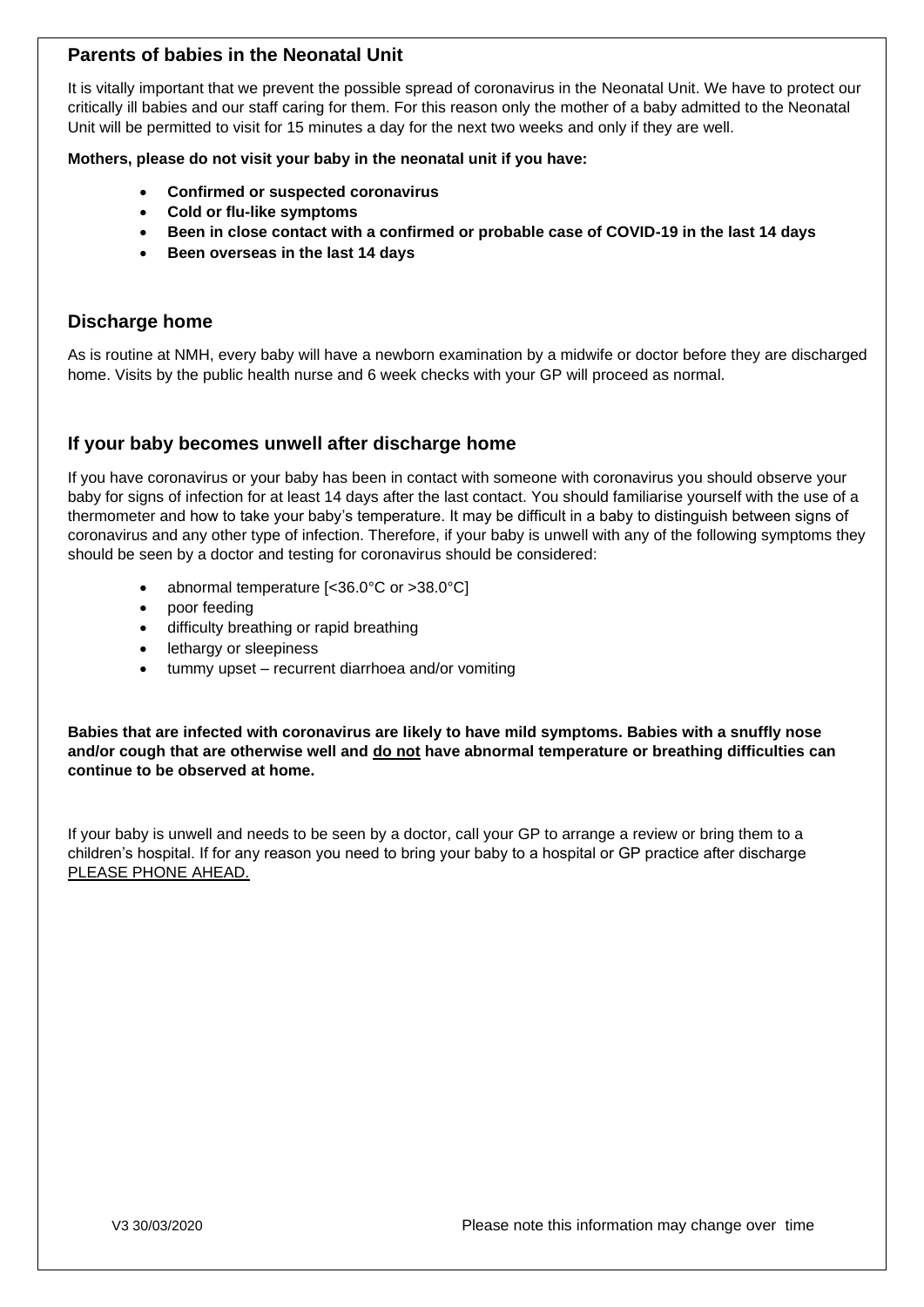## Parents of babies in the Neonatal Unit

It is vitally important that we prevent the possible spread of coronavirus in the Neonatal Unit. We have to protect our critically ill babies and our staff caring for them. For this reason only the mother of a baby admitted to the Neonatal Unit will be permitted to visit for 15 minutes a day for the next two weeks and only if they are well.

**Mothers, please do not visit your baby in the neonatal unit if you have:**

- **Confirmed or suspected coronavirus**
- **Cold or flu-like symptoms**
- **Been in close contact with a confirmed or probable case of COVID-19 in the last 14 days**
- **Been overseas in the last 14 days**

## Discharge home

As is routine at NMH, every baby will have a newborn examination by a midwife or doctor before they are discharged home. Visits by the public health nurse and 6 week checks with your GP will proceed as normal.

## If your baby becomes unwell after discharge home

If you have coronavirus or your baby has been in contact with someone with coronavirus you should observe your baby for signs of infection for at least 14 days after the last contact. You should familiarise yourself with the use of a thermometer and how to take your baby's temperature. It may be difficult in a baby to distinguish between signs of coronavirus and any other type of infection. Therefore, if your baby is unwell with any of the following symptoms they should be seen by a doctor and testing for coronavirus should be considered:

- abnormal temperature [<36.0°C or >38.0°C]
- poor feeding
- difficulty breathing or rapid breathing
- lethargy or sleepiness
- tummy upset – recurrent diarrhoea and/or vomiting

**Babies that are infected with coronavirus are likely to have mild symptoms. Babies with a snuffly nose and/or cough that are otherwise well and <u>do not</u> have abnormal temperature or breathing difficulties can continue to be observed at home.**

If your baby is unwell and needs to be seen by a doctor, call your GP to arrange a review or bring them to a children's hospital. If for any reason you need to bring your baby to a hospital or GP practice after discharge <u>PLEASE PHONE AHEAD.</u>

V3 30/03/2020 Please note this information may change over time